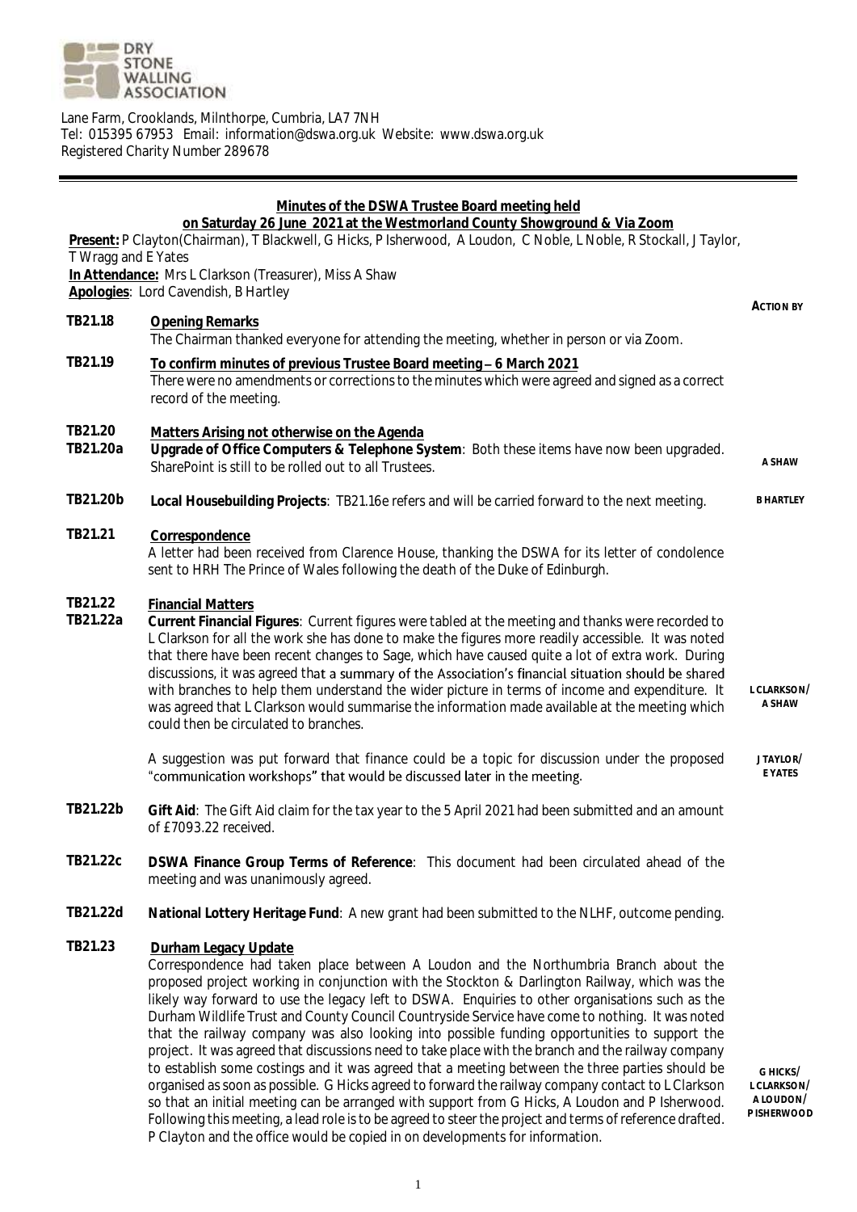DRY STONE WALLING ASSOCIATION

Lane Farm, Crooklands, Milnthorpe, Cumbria, LA7 7NH
Tel: 015395 67953 Email: information@dswa.org.uk Website: www.dswa.org.uk
Registered Charity Number 289678

## Minutes of the DSWA Trustee Board meeting held on Saturday 26 June 2021 at the Westmorland County Showground & Via Zoom

**Present:** P Clayton(Chairman), T Blackwell, G Hicks, P Isherwood, A Loudon, C Noble, L Noble, R Stockall, J Taylor, T Wragg and E Yates
**In Attendance:** Mrs L Clarkson (Treasurer), Miss A Shaw
**Apologies**: Lord Cavendish, B Hartley

| | | ACTION BY |
|---|---|---|
| TB21.18 | **Opening Remarks**<br>The Chairman thanked everyone for attending the meeting, whether in person or via Zoom. | |
| TB21.19 | **To confirm minutes of previous Trustee Board meeting – 6 March 2021**<br>There were no amendments or corrections to the minutes which were agreed and signed as a correct record of the meeting. | |
| TB21.20 | **Matters Arising not otherwise on the Agenda** | |
| TB21.20a | **Upgrade of Office Computers & Telephone System**: Both these items have now been upgraded. SharePoint is still to be rolled out to all Trustees. | A SHAW |
| TB21.20b | **Local Housebuilding Projects**: TB21.16e refers and will be carried forward to the next meeting. | B HARTLEY |
| TB21.21 | **Correspondence**<br>A letter had been received from Clarence House, thanking the DSWA for its letter of condolence sent to HRH The Prince of Wales following the death of the Duke of Edinburgh. | |
| TB21.22 | **Financial Matters** | |
| TB21.22a | **Current Financial Figures**: Current figures were tabled at the meeting and thanks were recorded to L Clarkson for all the work she has done to make the figures more readily accessible. It was noted that there have been recent changes to Sage, which have caused quite a lot of extra work. During discussions, it was agreed that a summary of the Association's financial situation should be shared with branches to help them understand the wider picture in terms of income and expenditure. It was agreed that L Clarkson would summarise the information made available at the meeting which could then be circulated to branches. | L CLARKSON/ A SHAW |
| | A suggestion was put forward that finance could be a topic for discussion under the proposed "communication workshops" that would be discussed later in the meeting. | J TAYLOR/ E YATES |
| TB21.22b | **Gift Aid**: The Gift Aid claim for the tax year to the 5 April 2021 had been submitted and an amount of £7093.22 received. | |
| TB21.22c | **DSWA Finance Group Terms of Reference**: This document had been circulated ahead of the meeting and was unanimously agreed. | |
| TB21.22d | **National Lottery Heritage Fund**: A new grant had been submitted to the NLHF, outcome pending. | |
| TB21.23 | **Durham Legacy Update**<br>Correspondence had taken place between A Loudon and the Northumbria Branch about the proposed project working in conjunction with the Stockton & Darlington Railway, which was the likely way forward to use the legacy left to DSWA. Enquiries to other organisations such as the Durham Wildlife Trust and County Council Countryside Service have come to nothing. It was noted that the railway company was also looking into possible funding opportunities to support the project. It was agreed that discussions need to take place with the branch and the railway company to establish some costings and it was agreed that a meeting between the three parties should be organised as soon as possible. G Hicks agreed to forward the railway company contact to L Clarkson so that an initial meeting can be arranged with support from G Hicks, A Loudon and P Isherwood. Following this meeting, a lead role is to be agreed to steer the project and terms of reference drafted. P Clayton and the office would be copied in on developments for information. | G HICKS/ L CLARKSON/ A LOUDON/ P ISHERWOOD |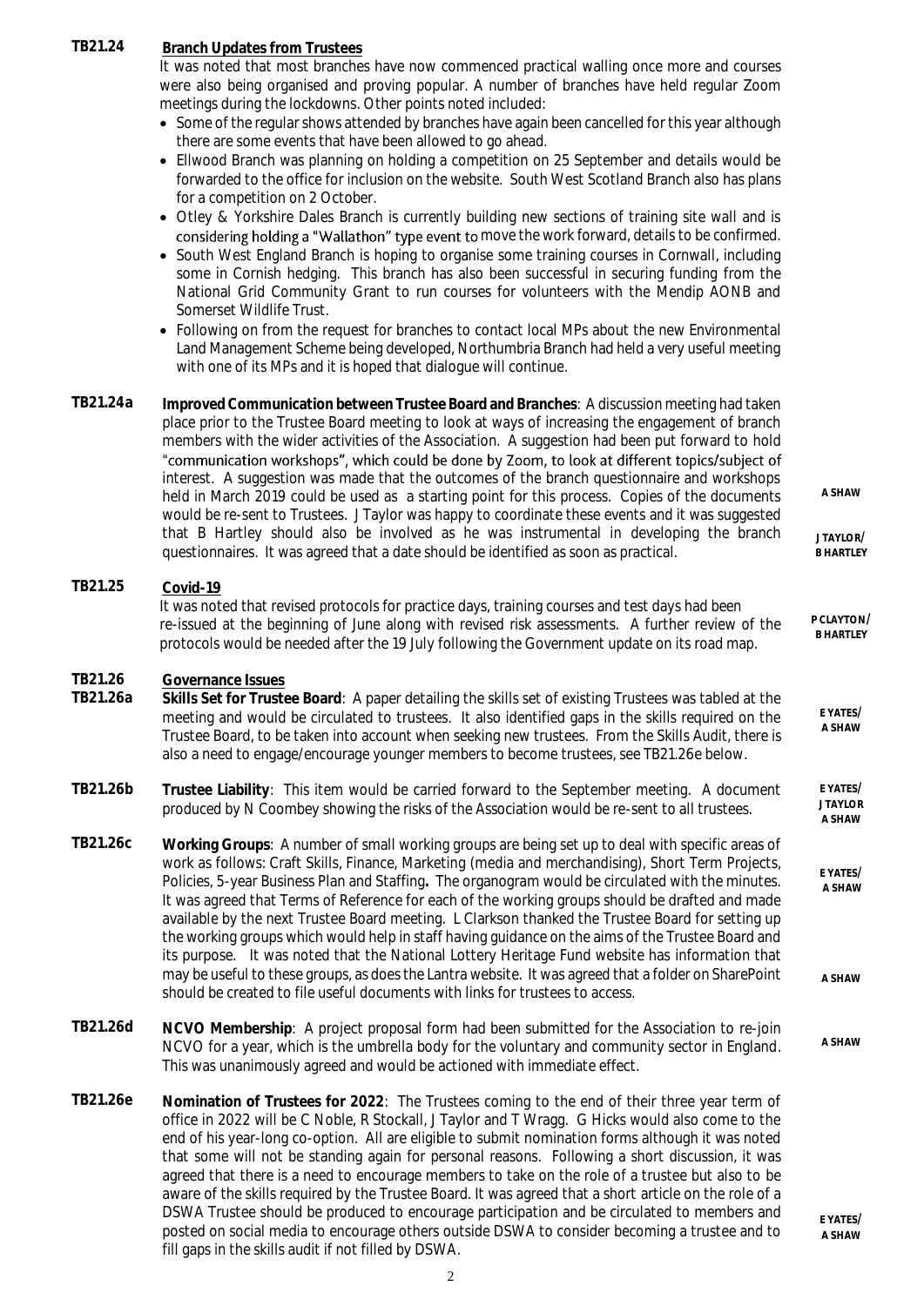**TB21.24** **Branch Updates from Trustees**

It was noted that most branches have now commenced practical walling once more and courses were also being organised and proving popular. A number of branches have held regular Zoom meetings during the lockdowns. Other points noted included:

- Some of the regular shows attended by branches have again been cancelled for this year although there are some events that have been allowed to go ahead.
- Ellwood Branch was planning on holding a competition on 25 September and details would be forwarded to the office for inclusion on the website. South West Scotland Branch also has plans for a competition on 2 October.
- Otley & Yorkshire Dales Branch is currently building new sections of training site wall and is considering holding a "Wallathon" type event to move the work forward, details to be confirmed.
- South West England Branch is hoping to organise some training courses in Cornwall, including some in Cornish hedging. This branch has also been successful in securing funding from the National Grid Community Grant to run courses for volunteers with the Mendip AONB and Somerset Wildlife Trust.
- Following on from the request for branches to contact local MPs about the new Environmental Land Management Scheme being developed, Northumbria Branch had held a very useful meeting with one of its MPs and it is hoped that dialogue will continue.

**TB21.24a** **Improved Communication between Trustee Board and Branches**: A discussion meeting had taken place prior to the Trustee Board meeting to look at ways of increasing the engagement of branch members with the wider activities of the Association. A suggestion had been put forward to hold "communication workshops", which could be done by Zoom, to look at different topics/subject of interest. A suggestion was made that the outcomes of the branch questionnaire and workshops held in March 2019 could be used as a starting point for this process. Copies of the documents would be re-sent to Trustees. J Taylor was happy to coordinate these events and it was suggested that B Hartley should also be involved as he was instrumental in developing the branch questionnaires. It was agreed that a date should be identified as soon as practical.

**A SHAW**

**J TAYLOR/ B HARTLEY**

**TB21.25** **Covid-19**

It was noted that revised protocols for practice days, training courses and test days had been re-issued at the beginning of June along with revised risk assessments. A further review of the protocols would be needed after the 19 July following the Government update on its road map.

**P CLAYTON/ B HARTLEY**

**TB21.26** **Governance Issues**

**TB21.26a** **Skills Set for Trustee Board**: A paper detailing the skills set of existing Trustees was tabled at the meeting and would be circulated to trustees. It also identified gaps in the skills required on the Trustee Board, to be taken into account when seeking new trustees. From the Skills Audit, there is also a need to engage/encourage younger members to become trustees, see TB21.26e below.

**E YATES/ A SHAW**

**TB21.26b** **Trustee Liability**: This item would be carried forward to the September meeting. A document produced by N Coombey showing the risks of the Association would be re-sent to all trustees.

**E YATES/ J TAYLOR A SHAW**

**TB21.26c** **Working Groups**: A number of small working groups are being set up to deal with specific areas of work as follows: Craft Skills, Finance, Marketing (media and merchandising), Short Term Projects, Policies, 5-year Business Plan and Staffing**.** The organogram would be circulated with the minutes. It was agreed that Terms of Reference for each of the working groups should be drafted and made available by the next Trustee Board meeting. L Clarkson thanked the Trustee Board for setting up the working groups which would help in staff having guidance on the aims of the Trustee Board and its purpose. It was noted that the National Lottery Heritage Fund website has information that may be useful to these groups, as does the Lantra website. It was agreed that a folder on SharePoint should be created to file useful documents with links for trustees to access.

**E YATES/ A SHAW**

**A SHAW**

**TB21.26d** **NCVO Membership**: A project proposal form had been submitted for the Association to re-join NCVO for a year, which is the umbrella body for the voluntary and community sector in England. This was unanimously agreed and would be actioned with immediate effect.

**A SHAW**

**TB21.26e** **Nomination of Trustees for 2022**: The Trustees coming to the end of their three year term of office in 2022 will be C Noble, R Stockall, J Taylor and T Wragg. G Hicks would also come to the end of his year-long co-option. All are eligible to submit nomination forms although it was noted that some will not be standing again for personal reasons. Following a short discussion, it was agreed that there is a need to encourage members to take on the role of a trustee but also to be aware of the skills required by the Trustee Board. It was agreed that a short article on the role of a DSWA Trustee should be produced to encourage participation and be circulated to members and posted on social media to encourage others outside DSWA to consider becoming a trustee and to fill gaps in the skills audit if not filled by DSWA.

**E YATES/ A SHAW**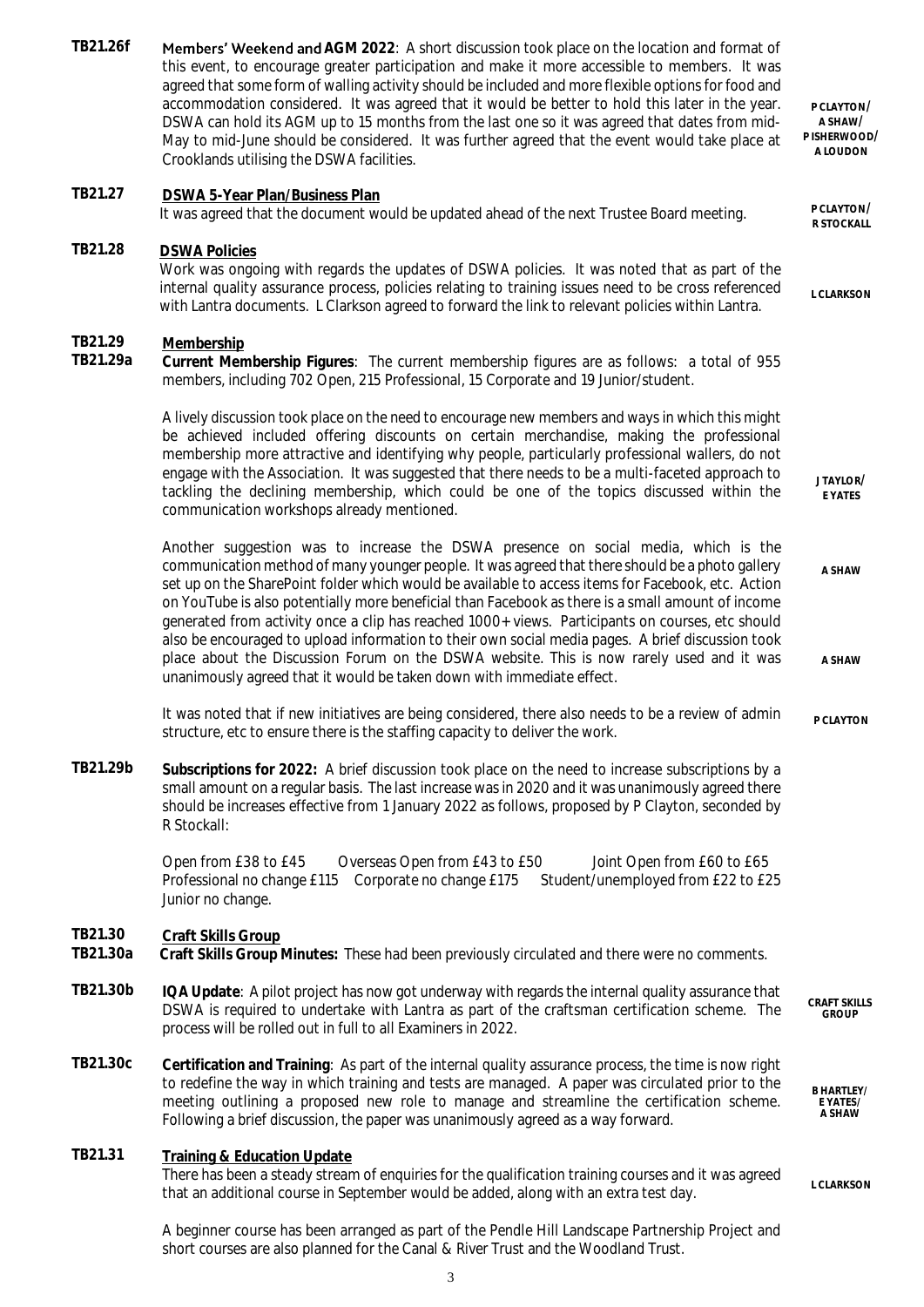**TB21.26f** **Members' Weekend and AGM 2022**: A short discussion took place on the location and format of this event, to encourage greater participation and make it more accessible to members. It was agreed that some form of walling activity should be included and more flexible options for food and accommodation considered. It was agreed that it would be better to hold this later in the year. DSWA can hold its AGM up to 15 months from the last one so it was agreed that dates from mid-May to mid-June should be considered. It was further agreed that the event would take place at Crooklands utilising the DSWA facilities. — **P CLAYTON/ A SHAW/ P ISHERWOOD/ A LOUDON**

**TB21.27** **DSWA 5-Year Plan/Business Plan**

It was agreed that the document would be updated ahead of the next Trustee Board meeting. — **P CLAYTON/ R STOCKALL**

**TB21.28** **DSWA Policies**

Work was ongoing with regards the updates of DSWA policies. It was noted that as part of the internal quality assurance process, policies relating to training issues need to be cross referenced with Lantra documents. L Clarkson agreed to forward the link to relevant policies within Lantra. — **L CLARKSON**

**TB21.29** **Membership**

**TB21.29a** **Current Membership Figures**: The current membership figures are as follows: a total of 955 members, including 702 Open, 215 Professional, 15 Corporate and 19 Junior/student.

A lively discussion took place on the need to encourage new members and ways in which this might be achieved included offering discounts on certain merchandise, making the professional membership more attractive and identifying why people, particularly professional wallers, do not engage with the Association. It was suggested that there needs to be a multi-faceted approach to tackling the declining membership, which could be one of the topics discussed within the communication workshops already mentioned. — **J TAYLOR/ E YATES**

Another suggestion was to increase the DSWA presence on social media, which is the communication method of many younger people. It was agreed that there should be a photo gallery set up on the SharePoint folder which would be available to access items for Facebook, etc. — **A SHAW** Action on YouTube is also potentially more beneficial than Facebook as there is a small amount of income generated from activity once a clip has reached 1000+ views. Participants on courses, etc should also be encouraged to upload information to their own social media pages. A brief discussion took place about the Discussion Forum on the DSWA website. This is now rarely used and it was unanimously agreed that it would be taken down with immediate effect. — **A SHAW**

It was noted that if new initiatives are being considered, there also needs to be a review of admin structure, etc to ensure there is the staffing capacity to deliver the work. — **P CLAYTON**

**TB21.29b** **Subscriptions for 2022:** A brief discussion took place on the need to increase subscriptions by a small amount on a regular basis. The last increase was in 2020 and it was unanimously agreed there should be increases effective from 1 January 2022 as follows, proposed by P Clayton, seconded by R Stockall:

Open from £38 to £45 Overseas Open from £43 to £50 Joint Open from £60 to £65
Professional no change £115 Corporate no change £175 Student/unemployed from £22 to £25
Junior no change.

**TB21.30** **Craft Skills Group**

**TB21.30a** **Craft Skills Group Minutes:** These had been previously circulated and there were no comments.

**TB21.30b** **IQA Update**: A pilot project has now got underway with regards the internal quality assurance that DSWA is required to undertake with Lantra as part of the craftsman certification scheme. The process will be rolled out in full to all Examiners in 2022. — **CRAFT SKILLS GROUP**

**TB21.30c** **Certification and Training**: As part of the internal quality assurance process, the time is now right to redefine the way in which training and tests are managed. A paper was circulated prior to the meeting outlining a proposed new role to manage and streamline the certification scheme. Following a brief discussion, the paper was unanimously agreed as a way forward. — **B HARTLEY/ E YATES/ A SHAW**

**TB21.31** **Training & Education Update**

There has been a steady stream of enquiries for the qualification training courses and it was agreed that an additional course in September would be added, along with an extra test day. — **L CLARKSON**

A beginner course has been arranged as part of the Pendle Hill Landscape Partnership Project and short courses are also planned for the Canal & River Trust and the Woodland Trust.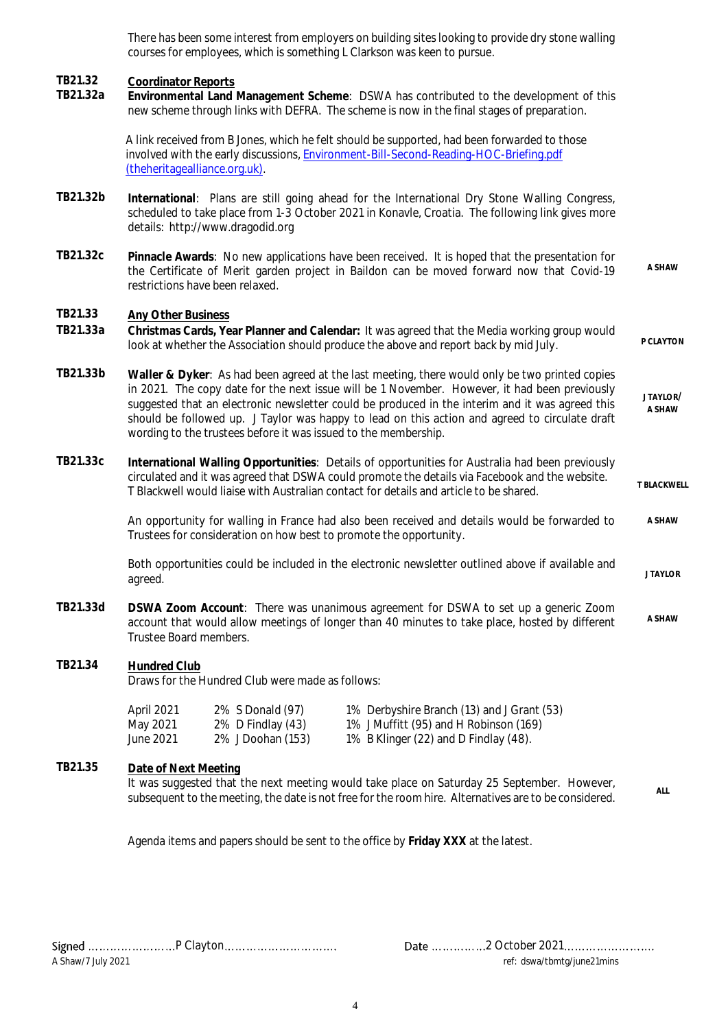There has been some interest from employers on building sites looking to provide dry stone walling courses for employees, which is something L Clarkson was keen to pursue.

**TB21.32** **Coordinator Reports**

**TB21.32a** **Environmental Land Management Scheme**: DSWA has contributed to the development of this new scheme through links with DEFRA. The scheme is now in the final stages of preparation.

A link received from B Jones, which he felt should be supported, had been forwarded to those involved with the early discussions, Environment-Bill-Second-Reading-HOC-Briefing.pdf (theheritagealliance.org.uk).

**TB21.32b** **International**: Plans are still going ahead for the International Dry Stone Walling Congress, scheduled to take place from 1-3 October 2021 in Konavle, Croatia. The following link gives more details: http://www.dragodid.org

**TB21.32c** **Pinnacle Awards**: No new applications have been received. It is hoped that the presentation for the Certificate of Merit garden project in Baildon can be moved forward now that Covid-19 restrictions have been relaxed. — **A SHAW**

**TB21.33** **Any Other Business**

**TB21.33a** **Christmas Cards, Year Planner and Calendar:** It was agreed that the Media working group would look at whether the Association should produce the above and report back by mid July. — **P CLAYTON**

**TB21.33b** **Waller & Dyker**: As had been agreed at the last meeting, there would only be two printed copies in 2021. The copy date for the next issue will be 1 November. However, it had been previously suggested that an electronic newsletter could be produced in the interim and it was agreed this should be followed up. J Taylor was happy to lead on this action and agreed to circulate draft wording to the trustees before it was issued to the membership. — **J TAYLOR/ A SHAW**

**TB21.33c** **International Walling Opportunities**: Details of opportunities for Australia had been previously circulated and it was agreed that DSWA could promote the details via Facebook and the website. T Blackwell would liaise with Australian contact for details and article to be shared. — **T BLACKWELL**

An opportunity for walling in France had also been received and details would be forwarded to Trustees for consideration on how best to promote the opportunity. — **A SHAW**

Both opportunities could be included in the electronic newsletter outlined above if available and agreed. — **J TAYLOR**

**TB21.33d** **DSWA Zoom Account**: There was unanimous agreement for DSWA to set up a generic Zoom account that would allow meetings of longer than 40 minutes to take place, hosted by different Trustee Board members. — **A SHAW**

**TB21.34** **Hundred Club**

Draws for the Hundred Club were made as follows:

| | | |
|---|---|---|
| April 2021 | 2% S Donald (97) | 1% Derbyshire Branch (13) and J Grant (53) |
| May 2021 | 2% D Findlay (43) | 1% J Muffitt (95) and H Robinson (169) |
| June 2021 | 2% J Doohan (153) | 1% B Klinger (22) and D Findlay (48). |

**TB21.35** **Date of Next Meeting**

It was suggested that the next meeting would take place on Saturday 25 September. However, subsequent to the meeting, the date is not free for the room hire. Alternatives are to be considered. — **ALL**

Agenda items and papers should be sent to the office by **Friday XXX** at the latest.

Signed ……………………P Clayton…………………………… Date ……………2 October 2021……………………

A Shaw/7 July 2021 ref: dswa/tbmtg/june21mins